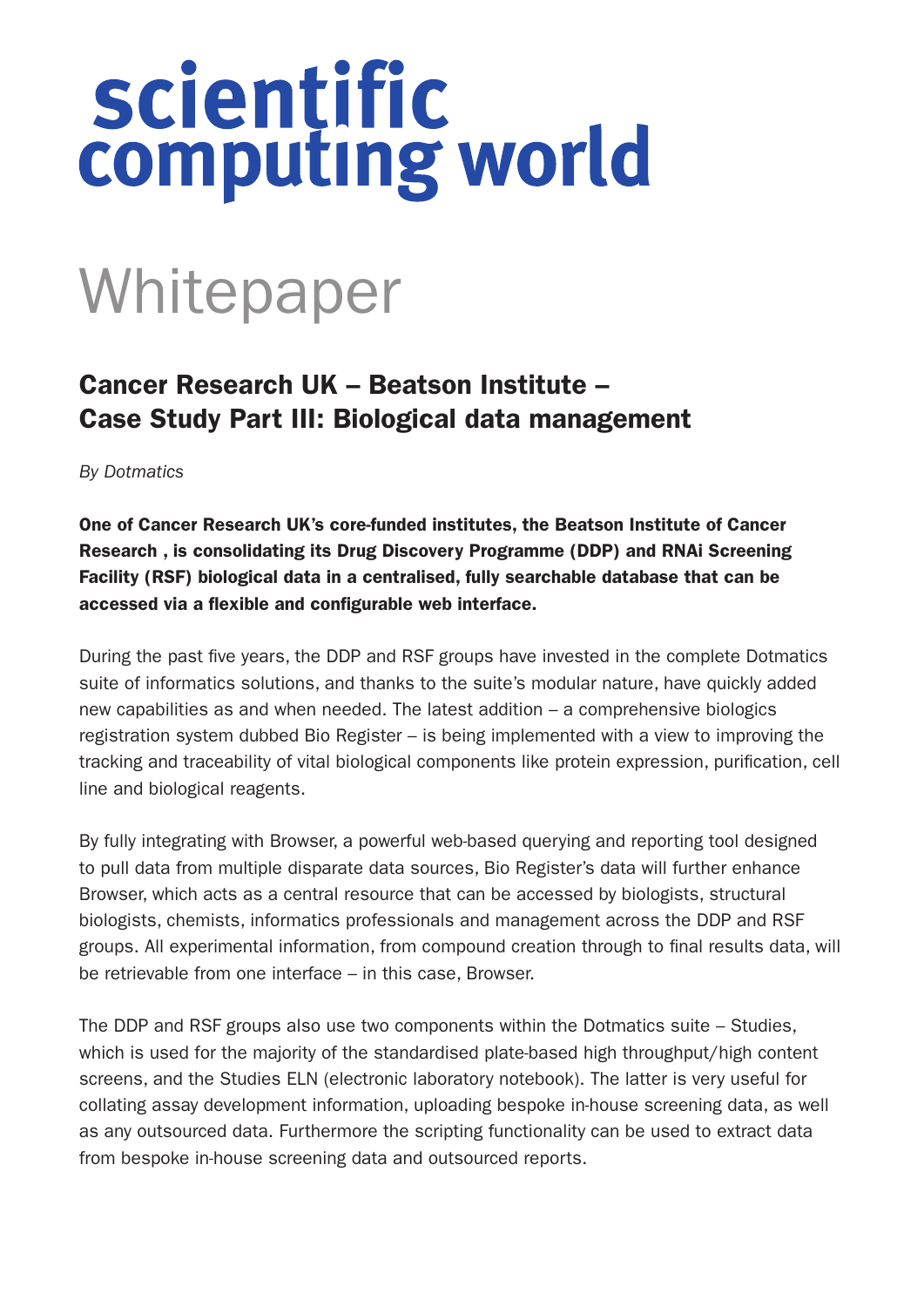# scientific computing world

# Whitepaper

## Cancer Research UK – Beatson Institute – Case Study Part III: Biological data management

*By Dotmatics*

**One of Cancer Research UK's core-funded institutes, the Beatson Institute of Cancer Research , is consolidating its Drug Discovery Programme (DDP) and RNAi Screening Facility (RSF) biological data in a centralised, fully searchable database that can be accessed via a flexible and configurable web interface.**

During the past five years, the DDP and RSF groups have invested in the complete Dotmatics suite of informatics solutions, and thanks to the suite's modular nature, have quickly added new capabilities as and when needed. The latest addition – a comprehensive biologics registration system dubbed Bio Register – is being implemented with a view to improving the tracking and traceability of vital biological components like protein expression, purification, cell line and biological reagents.

By fully integrating with Browser, a powerful web-based querying and reporting tool designed to pull data from multiple disparate data sources, Bio Register's data will further enhance Browser, which acts as a central resource that can be accessed by biologists, structural biologists, chemists, informatics professionals and management across the DDP and RSF groups. All experimental information, from compound creation through to final results data, will be retrievable from one interface – in this case, Browser.

The DDP and RSF groups also use two components within the Dotmatics suite – Studies, which is used for the majority of the standardised plate-based high throughput/high content screens, and the Studies ELN (electronic laboratory notebook). The latter is very useful for collating assay development information, uploading bespoke in-house screening data, as well as any outsourced data. Furthermore the scripting functionality can be used to extract data from bespoke in-house screening data and outsourced reports.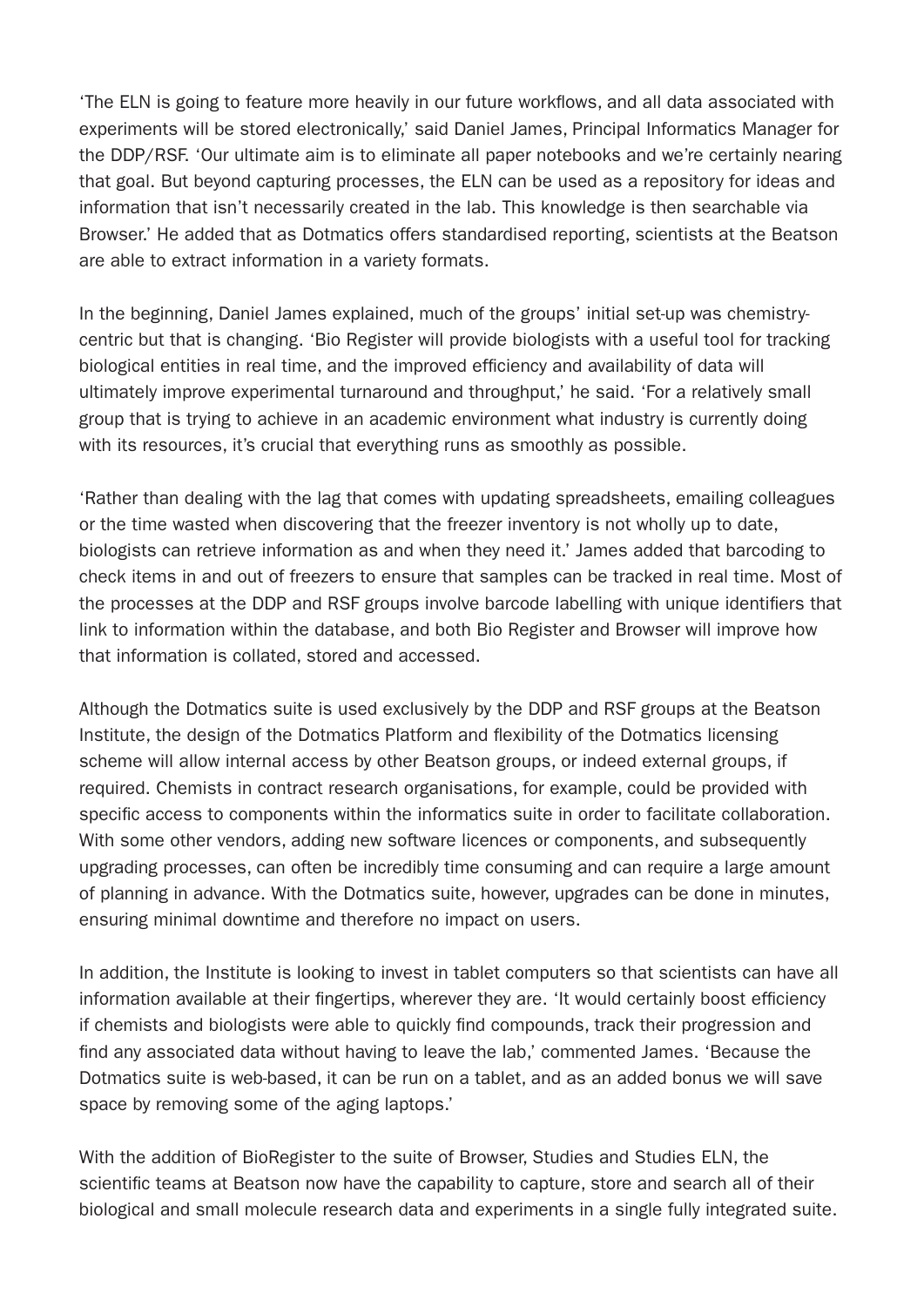'The ELN is going to feature more heavily in our future workflows, and all data associated with experiments will be stored electronically,' said Daniel James, Principal Informatics Manager for the DDP/RSF. 'Our ultimate aim is to eliminate all paper notebooks and we're certainly nearing that goal. But beyond capturing processes, the ELN can be used as a repository for ideas and information that isn't necessarily created in the lab. This knowledge is then searchable via Browser.' He added that as Dotmatics offers standardised reporting, scientists at the Beatson are able to extract information in a variety formats.

In the beginning, Daniel James explained, much of the groups' initial set-up was chemistry-centric but that is changing. 'Bio Register will provide biologists with a useful tool for tracking biological entities in real time, and the improved efficiency and availability of data will ultimately improve experimental turnaround and throughput,' he said. 'For a relatively small group that is trying to achieve in an academic environment what industry is currently doing with its resources, it's crucial that everything runs as smoothly as possible.

'Rather than dealing with the lag that comes with updating spreadsheets, emailing colleagues or the time wasted when discovering that the freezer inventory is not wholly up to date, biologists can retrieve information as and when they need it.' James added that barcoding to check items in and out of freezers to ensure that samples can be tracked in real time. Most of the processes at the DDP and RSF groups involve barcode labelling with unique identifiers that link to information within the database, and both Bio Register and Browser will improve how that information is collated, stored and accessed.

Although the Dotmatics suite is used exclusively by the DDP and RSF groups at the Beatson Institute, the design of the Dotmatics Platform and flexibility of the Dotmatics licensing scheme will allow internal access by other Beatson groups, or indeed external groups, if required. Chemists in contract research organisations, for example, could be provided with specific access to components within the informatics suite in order to facilitate collaboration. With some other vendors, adding new software licences or components, and subsequently upgrading processes, can often be incredibly time consuming and can require a large amount of planning in advance. With the Dotmatics suite, however, upgrades can be done in minutes, ensuring minimal downtime and therefore no impact on users.

In addition, the Institute is looking to invest in tablet computers so that scientists can have all information available at their fingertips, wherever they are. 'It would certainly boost efficiency if chemists and biologists were able to quickly find compounds, track their progression and find any associated data without having to leave the lab,' commented James. 'Because the Dotmatics suite is web-based, it can be run on a tablet, and as an added bonus we will save space by removing some of the aging laptops.'

With the addition of BioRegister to the suite of Browser, Studies and Studies ELN, the scientific teams at Beatson now have the capability to capture, store and search all of their biological and small molecule research data and experiments in a single fully integrated suite.